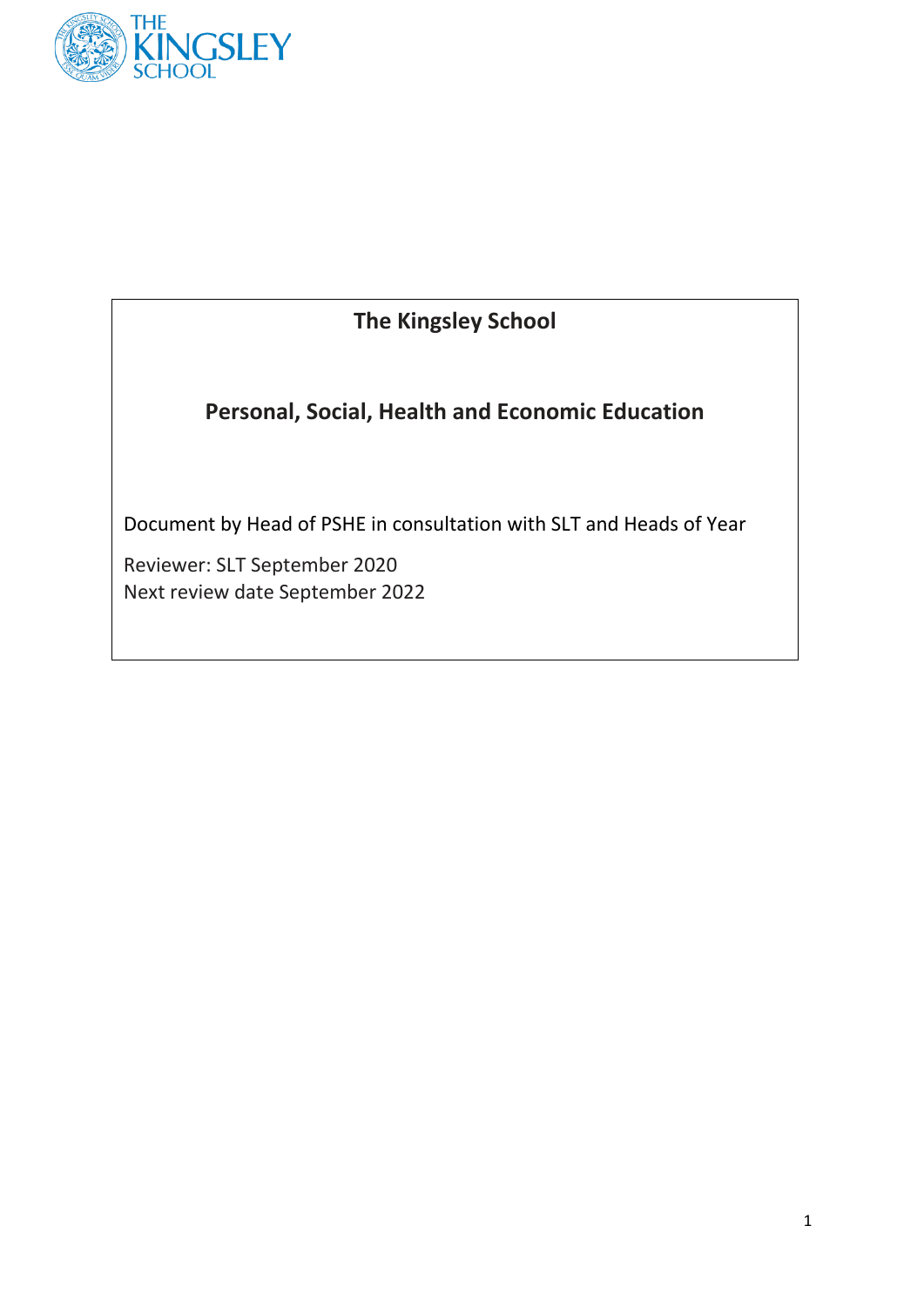# The Kingsley School

## Personal, Social, Health and Economic Education

Document by Head of PSHE in consultation with SLT and Heads of Year

Reviewer: SLT September 2020
Next review date September 2022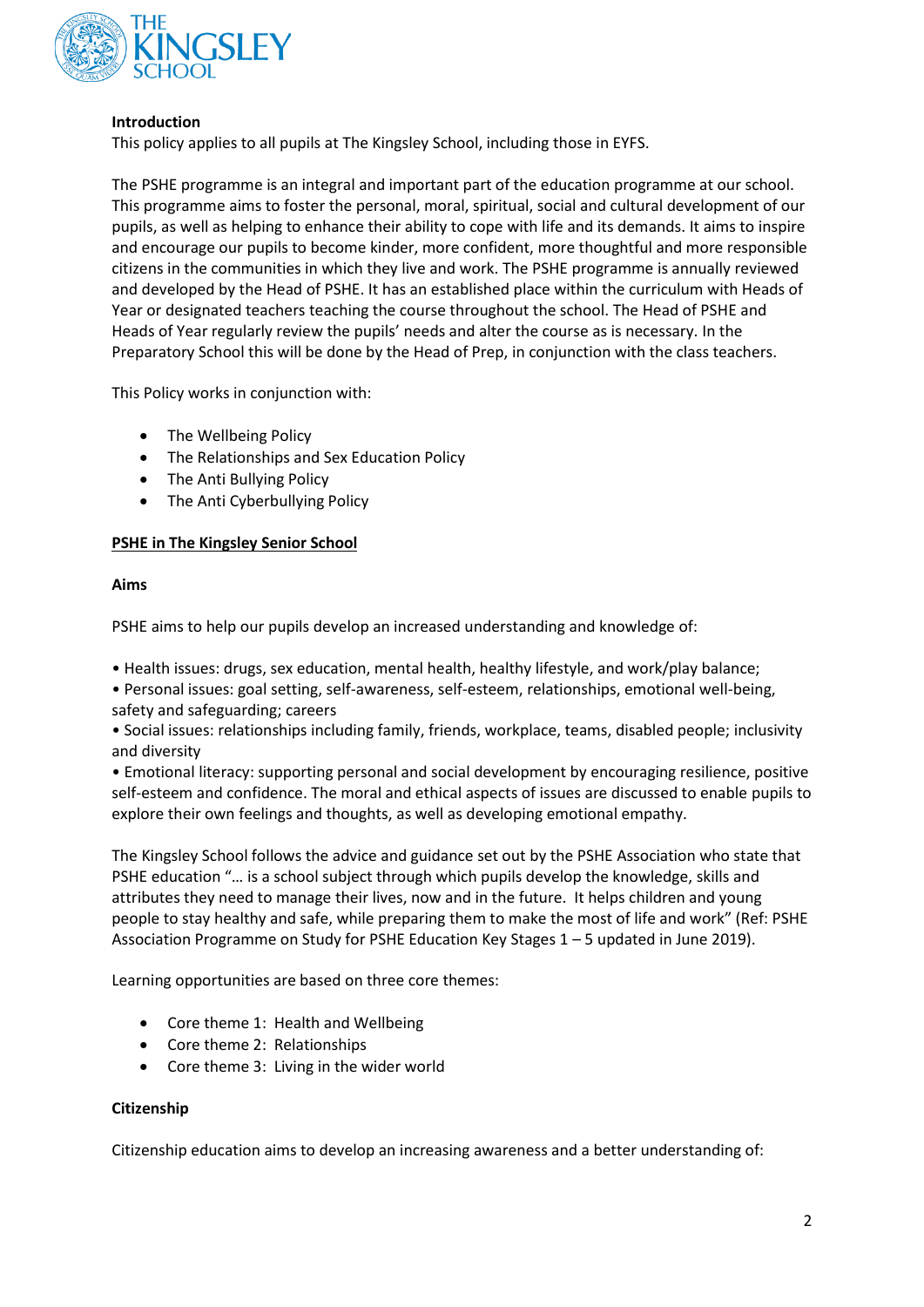**Introduction**

This policy applies to all pupils at The Kingsley School, including those in EYFS.

The PSHE programme is an integral and important part of the education programme at our school. This programme aims to foster the personal, moral, spiritual, social and cultural development of our pupils, as well as helping to enhance their ability to cope with life and its demands. It aims to inspire and encourage our pupils to become kinder, more confident, more thoughtful and more responsible citizens in the communities in which they live and work. The PSHE programme is annually reviewed and developed by the Head of PSHE. It has an established place within the curriculum with Heads of Year or designated teachers teaching the course throughout the school. The Head of PSHE and Heads of Year regularly review the pupils' needs and alter the course as is necessary. In the Preparatory School this will be done by the Head of Prep, in conjunction with the class teachers.

This Policy works in conjunction with:

- The Wellbeing Policy
- The Relationships and Sex Education Policy
- The Anti Bullying Policy
- The Anti Cyberbullying Policy

## PSHE in The Kingsley Senior School

**Aims**

PSHE aims to help our pupils develop an increased understanding and knowledge of:

- Health issues: drugs, sex education, mental health, healthy lifestyle, and work/play balance;
- Personal issues: goal setting, self-awareness, self-esteem, relationships, emotional well-being, safety and safeguarding; careers
- Social issues: relationships including family, friends, workplace, teams, disabled people; inclusivity and diversity
- Emotional literacy: supporting personal and social development by encouraging resilience, positive self-esteem and confidence. The moral and ethical aspects of issues are discussed to enable pupils to explore their own feelings and thoughts, as well as developing emotional empathy.

The Kingsley School follows the advice and guidance set out by the PSHE Association who state that PSHE education "… is a school subject through which pupils develop the knowledge, skills and attributes they need to manage their lives, now and in the future. It helps children and young people to stay healthy and safe, while preparing them to make the most of life and work" (Ref: PSHE Association Programme on Study for PSHE Education Key Stages 1 – 5 updated in June 2019).

Learning opportunities are based on three core themes:

- Core theme 1: Health and Wellbeing
- Core theme 2: Relationships
- Core theme 3: Living in the wider world

**Citizenship**

Citizenship education aims to develop an increasing awareness and a better understanding of: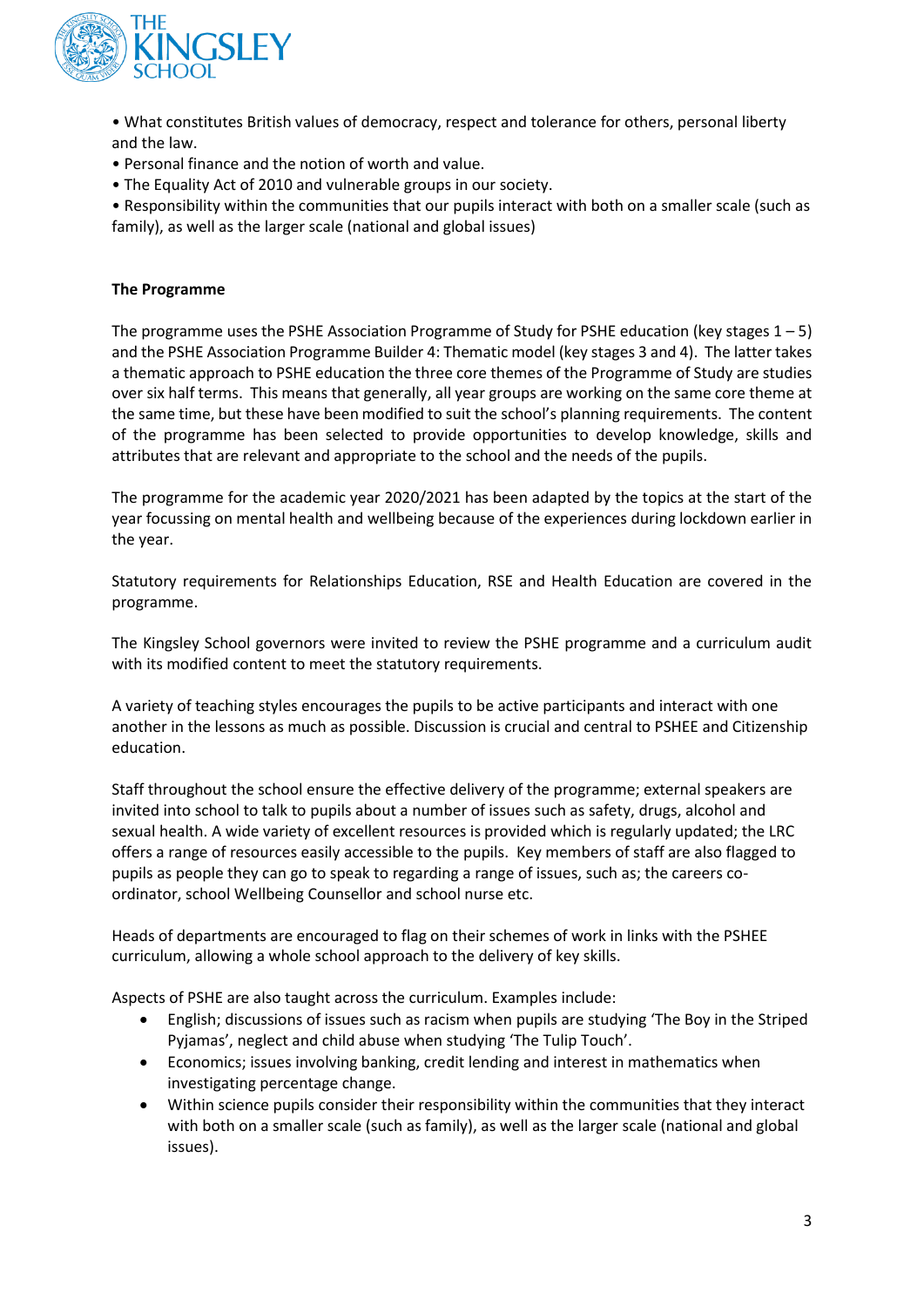- What constitutes British values of democracy, respect and tolerance for others, personal liberty and the law.
- Personal finance and the notion of worth and value.
- The Equality Act of 2010 and vulnerable groups in our society.
- Responsibility within the communities that our pupils interact with both on a smaller scale (such as family), as well as the larger scale (national and global issues)

**The Programme**

The programme uses the PSHE Association Programme of Study for PSHE education (key stages 1 – 5) and the PSHE Association Programme Builder 4: Thematic model (key stages 3 and 4). The latter takes a thematic approach to PSHE education the three core themes of the Programme of Study are studies over six half terms. This means that generally, all year groups are working on the same core theme at the same time, but these have been modified to suit the school's planning requirements. The content of the programme has been selected to provide opportunities to develop knowledge, skills and attributes that are relevant and appropriate to the school and the needs of the pupils.

The programme for the academic year 2020/2021 has been adapted by the topics at the start of the year focussing on mental health and wellbeing because of the experiences during lockdown earlier in the year.

Statutory requirements for Relationships Education, RSE and Health Education are covered in the programme.

The Kingsley School governors were invited to review the PSHE programme and a curriculum audit with its modified content to meet the statutory requirements.

A variety of teaching styles encourages the pupils to be active participants and interact with one another in the lessons as much as possible. Discussion is crucial and central to PSHEE and Citizenship education.

Staff throughout the school ensure the effective delivery of the programme; external speakers are invited into school to talk to pupils about a number of issues such as safety, drugs, alcohol and sexual health. A wide variety of excellent resources is provided which is regularly updated; the LRC offers a range of resources easily accessible to the pupils. Key members of staff are also flagged to pupils as people they can go to speak to regarding a range of issues, such as; the careers co-ordinator, school Wellbeing Counsellor and school nurse etc.

Heads of departments are encouraged to flag on their schemes of work in links with the PSHEE curriculum, allowing a whole school approach to the delivery of key skills.

Aspects of PSHE are also taught across the curriculum. Examples include:

- English; discussions of issues such as racism when pupils are studying 'The Boy in the Striped Pyjamas', neglect and child abuse when studying 'The Tulip Touch'.
- Economics; issues involving banking, credit lending and interest in mathematics when investigating percentage change.
- Within science pupils consider their responsibility within the communities that they interact with both on a smaller scale (such as family), as well as the larger scale (national and global issues).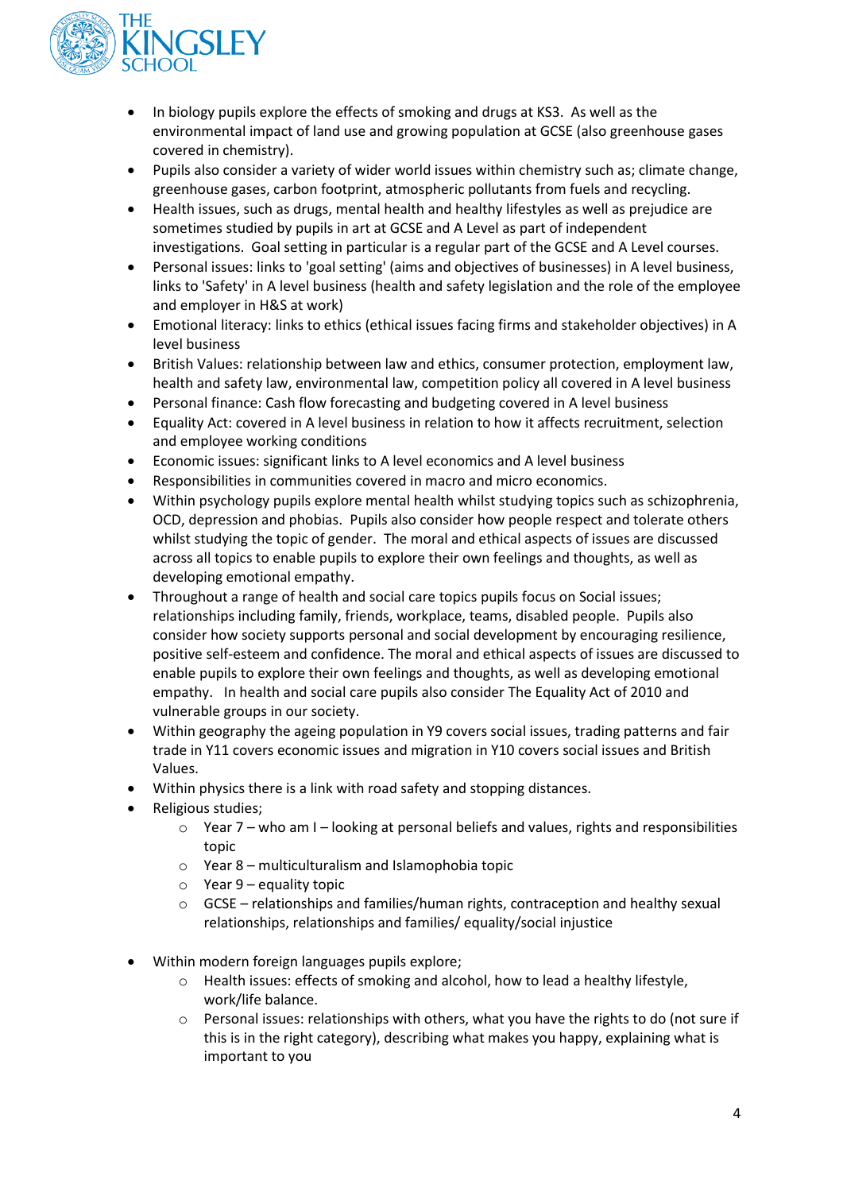- In biology pupils explore the effects of smoking and drugs at KS3. As well as the environmental impact of land use and growing population at GCSE (also greenhouse gases covered in chemistry).
- Pupils also consider a variety of wider world issues within chemistry such as; climate change, greenhouse gases, carbon footprint, atmospheric pollutants from fuels and recycling.
- Health issues, such as drugs, mental health and healthy lifestyles as well as prejudice are sometimes studied by pupils in art at GCSE and A Level as part of independent investigations. Goal setting in particular is a regular part of the GCSE and A Level courses.
- Personal issues: links to 'goal setting' (aims and objectives of businesses) in A level business, links to 'Safety' in A level business (health and safety legislation and the role of the employee and employer in H&S at work)
- Emotional literacy: links to ethics (ethical issues facing firms and stakeholder objectives) in A level business
- British Values: relationship between law and ethics, consumer protection, employment law, health and safety law, environmental law, competition policy all covered in A level business
- Personal finance: Cash flow forecasting and budgeting covered in A level business
- Equality Act: covered in A level business in relation to how it affects recruitment, selection and employee working conditions
- Economic issues: significant links to A level economics and A level business
- Responsibilities in communities covered in macro and micro economics.
- Within psychology pupils explore mental health whilst studying topics such as schizophrenia, OCD, depression and phobias. Pupils also consider how people respect and tolerate others whilst studying the topic of gender. The moral and ethical aspects of issues are discussed across all topics to enable pupils to explore their own feelings and thoughts, as well as developing emotional empathy.
- Throughout a range of health and social care topics pupils focus on Social issues; relationships including family, friends, workplace, teams, disabled people. Pupils also consider how society supports personal and social development by encouraging resilience, positive self-esteem and confidence. The moral and ethical aspects of issues are discussed to enable pupils to explore their own feelings and thoughts, as well as developing emotional empathy. In health and social care pupils also consider The Equality Act of 2010 and vulnerable groups in our society.
- Within geography the ageing population in Y9 covers social issues, trading patterns and fair trade in Y11 covers economic issues and migration in Y10 covers social issues and British Values.
- Within physics there is a link with road safety and stopping distances.
- Religious studies;
  - Year 7 – who am I – looking at personal beliefs and values, rights and responsibilities topic
  - Year 8 – multiculturalism and Islamophobia topic
  - Year 9 – equality topic
  - GCSE – relationships and families/human rights, contraception and healthy sexual relationships, relationships and families/ equality/social injustice

- Within modern foreign languages pupils explore;
  - Health issues: effects of smoking and alcohol, how to lead a healthy lifestyle, work/life balance.
  - Personal issues: relationships with others, what you have the rights to do (not sure if this is in the right category), describing what makes you happy, explaining what is important to you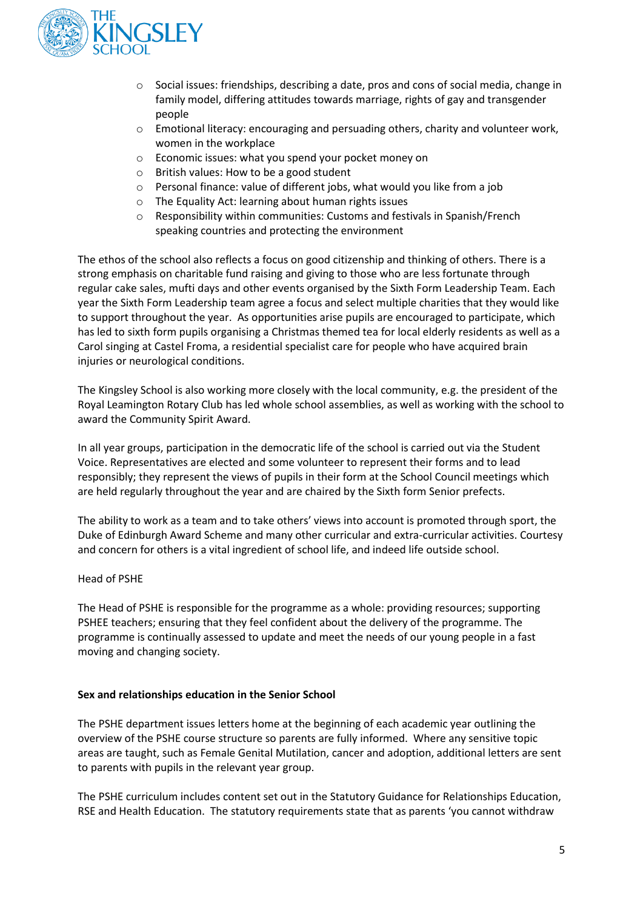- Social issues: friendships, describing a date, pros and cons of social media, change in family model, differing attitudes towards marriage, rights of gay and transgender people
- Emotional literacy: encouraging and persuading others, charity and volunteer work, women in the workplace
- Economic issues: what you spend your pocket money on
- British values: How to be a good student
- Personal finance: value of different jobs, what would you like from a job
- The Equality Act: learning about human rights issues
- Responsibility within communities: Customs and festivals in Spanish/French speaking countries and protecting the environment

The ethos of the school also reflects a focus on good citizenship and thinking of others. There is a strong emphasis on charitable fund raising and giving to those who are less fortunate through regular cake sales, mufti days and other events organised by the Sixth Form Leadership Team. Each year the Sixth Form Leadership team agree a focus and select multiple charities that they would like to support throughout the year. As opportunities arise pupils are encouraged to participate, which has led to sixth form pupils organising a Christmas themed tea for local elderly residents as well as a Carol singing at Castel Froma, a residential specialist care for people who have acquired brain injuries or neurological conditions.

The Kingsley School is also working more closely with the local community, e.g. the president of the Royal Leamington Rotary Club has led whole school assemblies, as well as working with the school to award the Community Spirit Award.

In all year groups, participation in the democratic life of the school is carried out via the Student Voice. Representatives are elected and some volunteer to represent their forms and to lead responsibly; they represent the views of pupils in their form at the School Council meetings which are held regularly throughout the year and are chaired by the Sixth form Senior prefects.

The ability to work as a team and to take others' views into account is promoted through sport, the Duke of Edinburgh Award Scheme and many other curricular and extra-curricular activities. Courtesy and concern for others is a vital ingredient of school life, and indeed life outside school.

Head of PSHE

The Head of PSHE is responsible for the programme as a whole: providing resources; supporting PSHEE teachers; ensuring that they feel confident about the delivery of the programme. The programme is continually assessed to update and meet the needs of our young people in a fast moving and changing society.

**Sex and relationships education in the Senior School**

The PSHE department issues letters home at the beginning of each academic year outlining the overview of the PSHE course structure so parents are fully informed. Where any sensitive topic areas are taught, such as Female Genital Mutilation, cancer and adoption, additional letters are sent to parents with pupils in the relevant year group.

The PSHE curriculum includes content set out in the Statutory Guidance for Relationships Education, RSE and Health Education. The statutory requirements state that as parents 'you cannot withdraw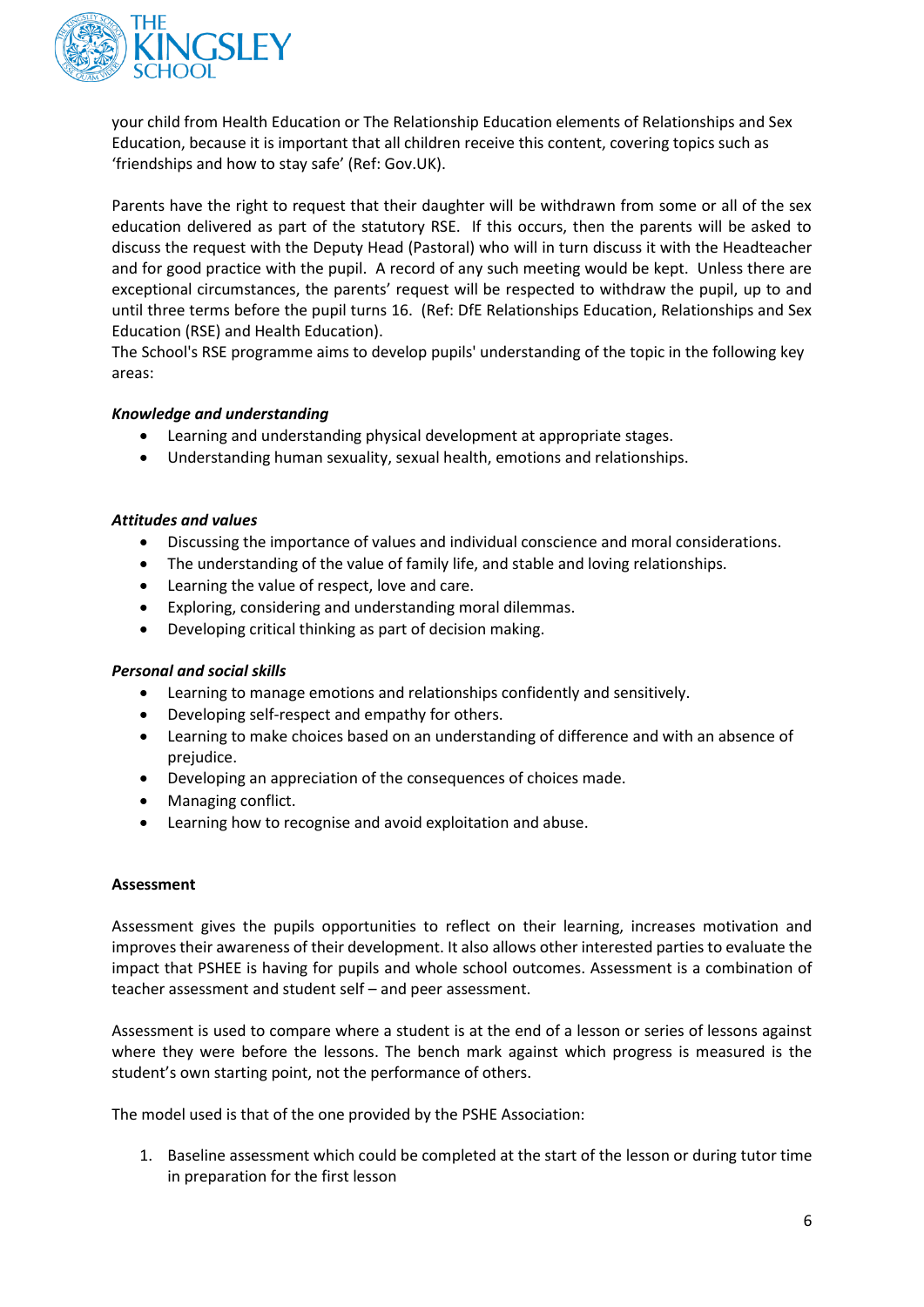your child from Health Education or The Relationship Education elements of Relationships and Sex Education, because it is important that all children receive this content, covering topics such as 'friendships and how to stay safe' (Ref: Gov.UK).

Parents have the right to request that their daughter will be withdrawn from some or all of the sex education delivered as part of the statutory RSE. If this occurs, then the parents will be asked to discuss the request with the Deputy Head (Pastoral) who will in turn discuss it with the Headteacher and for good practice with the pupil. A record of any such meeting would be kept. Unless there are exceptional circumstances, the parents' request will be respected to withdraw the pupil, up to and until three terms before the pupil turns 16. (Ref: DfE Relationships Education, Relationships and Sex Education (RSE) and Health Education).
The School's RSE programme aims to develop pupils' understanding of the topic in the following key areas:

***Knowledge and understanding***

- Learning and understanding physical development at appropriate stages.
- Understanding human sexuality, sexual health, emotions and relationships.

***Attitudes and values***

- Discussing the importance of values and individual conscience and moral considerations.
- The understanding of the value of family life, and stable and loving relationships.
- Learning the value of respect, love and care.
- Exploring, considering and understanding moral dilemmas.
- Developing critical thinking as part of decision making.

***Personal and social skills***

- Learning to manage emotions and relationships confidently and sensitively.
- Developing self-respect and empathy for others.
- Learning to make choices based on an understanding of difference and with an absence of prejudice.
- Developing an appreciation of the consequences of choices made.
- Managing conflict.
- Learning how to recognise and avoid exploitation and abuse.

**Assessment**

Assessment gives the pupils opportunities to reflect on their learning, increases motivation and improves their awareness of their development. It also allows other interested parties to evaluate the impact that PSHEE is having for pupils and whole school outcomes. Assessment is a combination of teacher assessment and student self – and peer assessment.

Assessment is used to compare where a student is at the end of a lesson or series of lessons against where they were before the lessons. The bench mark against which progress is measured is the student's own starting point, not the performance of others.

The model used is that of the one provided by the PSHE Association:

1. Baseline assessment which could be completed at the start of the lesson or during tutor time in preparation for the first lesson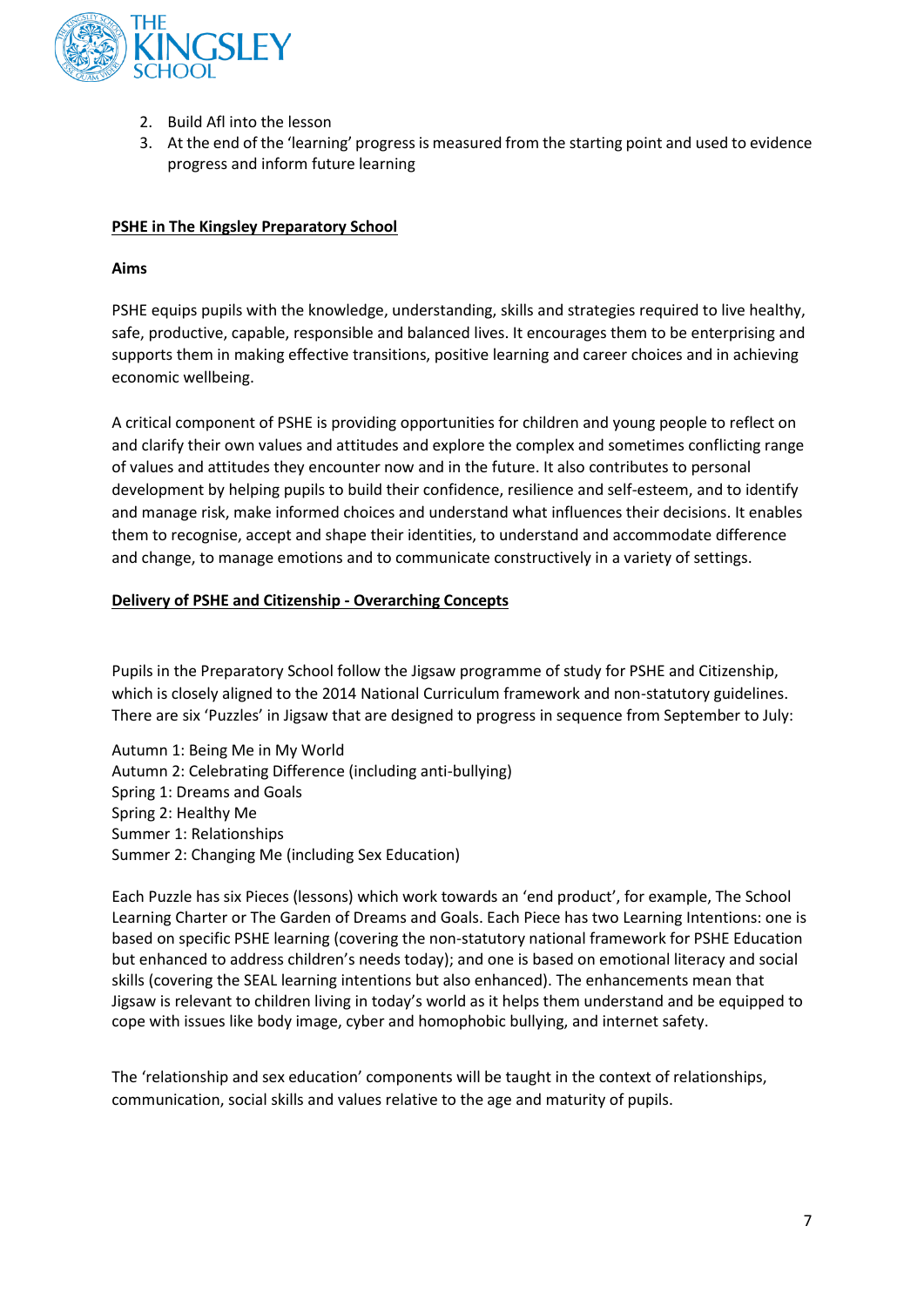2. Build AfI into the lesson
3. At the end of the 'learning' progress is measured from the starting point and used to evidence progress and inform future learning

## PSHE in The Kingsley Preparatory School

**Aims**

PSHE equips pupils with the knowledge, understanding, skills and strategies required to live healthy, safe, productive, capable, responsible and balanced lives. It encourages them to be enterprising and supports them in making effective transitions, positive learning and career choices and in achieving economic wellbeing.

A critical component of PSHE is providing opportunities for children and young people to reflect on and clarify their own values and attitudes and explore the complex and sometimes conflicting range of values and attitudes they encounter now and in the future. It also contributes to personal development by helping pupils to build their confidence, resilience and self-esteem, and to identify and manage risk, make informed choices and understand what influences their decisions. It enables them to recognise, accept and shape their identities, to understand and accommodate difference and change, to manage emotions and to communicate constructively in a variety of settings.

## Delivery of PSHE and Citizenship - Overarching Concepts

Pupils in the Preparatory School follow the Jigsaw programme of study for PSHE and Citizenship, which is closely aligned to the 2014 National Curriculum framework and non-statutory guidelines. There are six 'Puzzles' in Jigsaw that are designed to progress in sequence from September to July:

Autumn 1: Being Me in My World
Autumn 2: Celebrating Difference (including anti-bullying)
Spring 1: Dreams and Goals
Spring 2: Healthy Me
Summer 1: Relationships
Summer 2: Changing Me (including Sex Education)

Each Puzzle has six Pieces (lessons) which work towards an 'end product', for example, The School Learning Charter or The Garden of Dreams and Goals. Each Piece has two Learning Intentions: one is based on specific PSHE learning (covering the non-statutory national framework for PSHE Education but enhanced to address children's needs today); and one is based on emotional literacy and social skills (covering the SEAL learning intentions but also enhanced). The enhancements mean that Jigsaw is relevant to children living in today's world as it helps them understand and be equipped to cope with issues like body image, cyber and homophobic bullying, and internet safety.

The 'relationship and sex education' components will be taught in the context of relationships, communication, social skills and values relative to the age and maturity of pupils.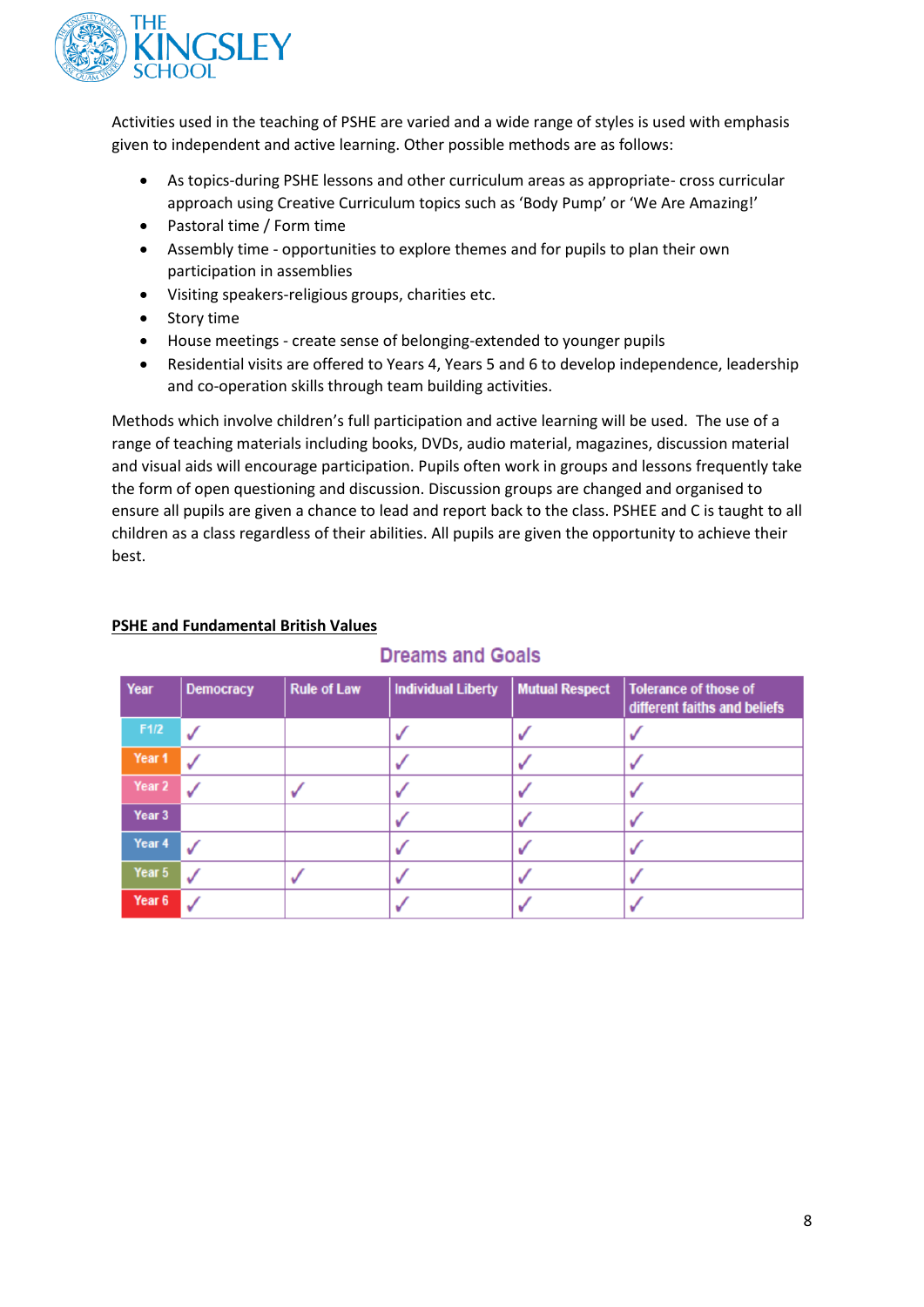Activities used in the teaching of PSHE are varied and a wide range of styles is used with emphasis given to independent and active learning. Other possible methods are as follows:

- As topics-during PSHE lessons and other curriculum areas as appropriate- cross curricular approach using Creative Curriculum topics such as 'Body Pump' or 'We Are Amazing!'
- Pastoral time / Form time
- Assembly time - opportunities to explore themes and for pupils to plan their own participation in assemblies
- Visiting speakers-religious groups, charities etc.
- Story time
- House meetings - create sense of belonging-extended to younger pupils
- Residential visits are offered to Years 4, Years 5 and 6 to develop independence, leadership and co-operation skills through team building activities.

Methods which involve children's full participation and active learning will be used. The use of a range of teaching materials including books, DVDs, audio material, magazines, discussion material and visual aids will encourage participation. Pupils often work in groups and lessons frequently take the form of open questioning and discussion. Discussion groups are changed and organised to ensure all pupils are given a chance to lead and report back to the class. PSHEE and C is taught to all children as a class regardless of their abilities. All pupils are given the opportunity to achieve their best.

**PSHE and Fundamental British Values**

### Dreams and Goals

| Year | Democracy | Rule of Law | Individual Liberty | Mutual Respect | Tolerance of those of different faiths and beliefs |
|---|---|---|---|---|---|
| F1/2 | ✓ | | ✓ | ✓ | ✓ |
| Year 1 | ✓ | | ✓ | ✓ | ✓ |
| Year 2 | ✓ | ✓ | ✓ | ✓ | ✓ |
| Year 3 | | | ✓ | ✓ | ✓ |
| Year 4 | ✓ | | ✓ | ✓ | ✓ |
| Year 5 | ✓ | ✓ | ✓ | ✓ | ✓ |
| Year 6 | ✓ | | ✓ | ✓ | ✓ |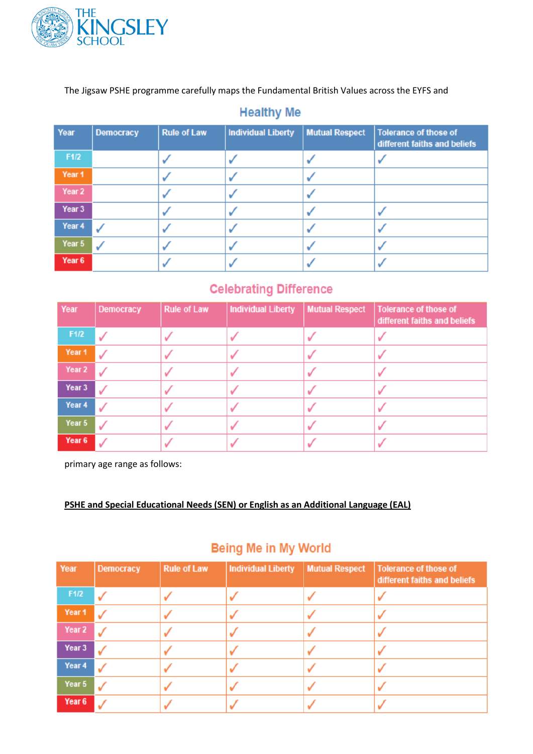The Jigsaw PSHE programme carefully maps the Fundamental British Values across the EYFS and

## Healthy Me

| Year | Democracy | Rule of Law | Individual Liberty | Mutual Respect | Tolerance of those of different faiths and beliefs |
|---|---|---|---|---|---|
| F1/2 | | ✓ | ✓ | ✓ | ✓ |
| Year 1 | | ✓ | ✓ | ✓ | |
| Year 2 | | ✓ | ✓ | ✓ | |
| Year 3 | | ✓ | ✓ | ✓ | ✓ |
| Year 4 | ✓ | ✓ | ✓ | ✓ | ✓ |
| Year 5 | ✓ | ✓ | ✓ | ✓ | ✓ |
| Year 6 | | ✓ | ✓ | ✓ | ✓ |

## Celebrating Difference

| Year | Democracy | Rule of Law | Individual Liberty | Mutual Respect | Tolerance of those of different faiths and beliefs |
|---|---|---|---|---|---|
| F1/2 | ✓ | ✓ | ✓ | ✓ | ✓ |
| Year 1 | ✓ | ✓ | ✓ | ✓ | ✓ |
| Year 2 | ✓ | ✓ | ✓ | ✓ | ✓ |
| Year 3 | ✓ | ✓ | ✓ | ✓ | ✓ |
| Year 4 | ✓ | ✓ | ✓ | ✓ | ✓ |
| Year 5 | ✓ | ✓ | ✓ | ✓ | ✓ |
| Year 6 | ✓ | ✓ | ✓ | ✓ | ✓ |

primary age range as follows:

**PSHE and Special Educational Needs (SEN) or English as an Additional Language (EAL)**

## Being Me in My World

| Year | Democracy | Rule of Law | Individual Liberty | Mutual Respect | Tolerance of those of different faiths and beliefs |
|---|---|---|---|---|---|
| F1/2 | ✓ | ✓ | ✓ | ✓ | ✓ |
| Year 1 | ✓ | ✓ | ✓ | ✓ | ✓ |
| Year 2 | ✓ | ✓ | ✓ | ✓ | ✓ |
| Year 3 | ✓ | ✓ | ✓ | ✓ | ✓ |
| Year 4 | ✓ | ✓ | ✓ | ✓ | ✓ |
| Year 5 | ✓ | ✓ | ✓ | ✓ | ✓ |
| Year 6 | ✓ | ✓ | ✓ | ✓ | ✓ |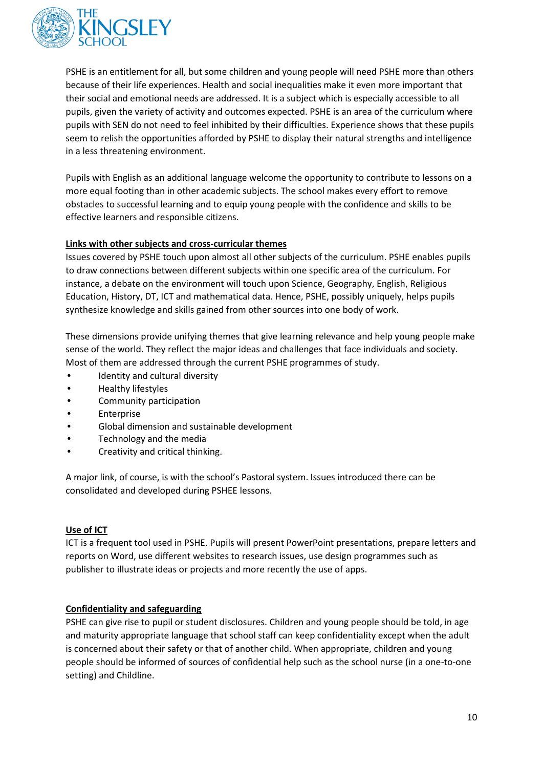PSHE is an entitlement for all, but some children and young people will need PSHE more than others because of their life experiences. Health and social inequalities make it even more important that their social and emotional needs are addressed. It is a subject which is especially accessible to all pupils, given the variety of activity and outcomes expected. PSHE is an area of the curriculum where pupils with SEN do not need to feel inhibited by their difficulties. Experience shows that these pupils seem to relish the opportunities afforded by PSHE to display their natural strengths and intelligence in a less threatening environment.

Pupils with English as an additional language welcome the opportunity to contribute to lessons on a more equal footing than in other academic subjects. The school makes every effort to remove obstacles to successful learning and to equip young people with the confidence and skills to be effective learners and responsible citizens.

**Links with other subjects and cross-curricular themes**

Issues covered by PSHE touch upon almost all other subjects of the curriculum. PSHE enables pupils to draw connections between different subjects within one specific area of the curriculum. For instance, a debate on the environment will touch upon Science, Geography, English, Religious Education, History, DT, ICT and mathematical data. Hence, PSHE, possibly uniquely, helps pupils synthesize knowledge and skills gained from other sources into one body of work.

These dimensions provide unifying themes that give learning relevance and help young people make sense of the world. They reflect the major ideas and challenges that face individuals and society. Most of them are addressed through the current PSHE programmes of study.

- Identity and cultural diversity
- Healthy lifestyles
- Community participation
- Enterprise
- Global dimension and sustainable development
- Technology and the media
- Creativity and critical thinking.

A major link, of course, is with the school's Pastoral system. Issues introduced there can be consolidated and developed during PSHEE lessons.

**Use of ICT**

ICT is a frequent tool used in PSHE. Pupils will present PowerPoint presentations, prepare letters and reports on Word, use different websites to research issues, use design programmes such as publisher to illustrate ideas or projects and more recently the use of apps.

**Confidentiality and safeguarding**

PSHE can give rise to pupil or student disclosures. Children and young people should be told, in age and maturity appropriate language that school staff can keep confidentiality except when the adult is concerned about their safety or that of another child. When appropriate, children and young people should be informed of sources of confidential help such as the school nurse (in a one-to-one setting) and Childline.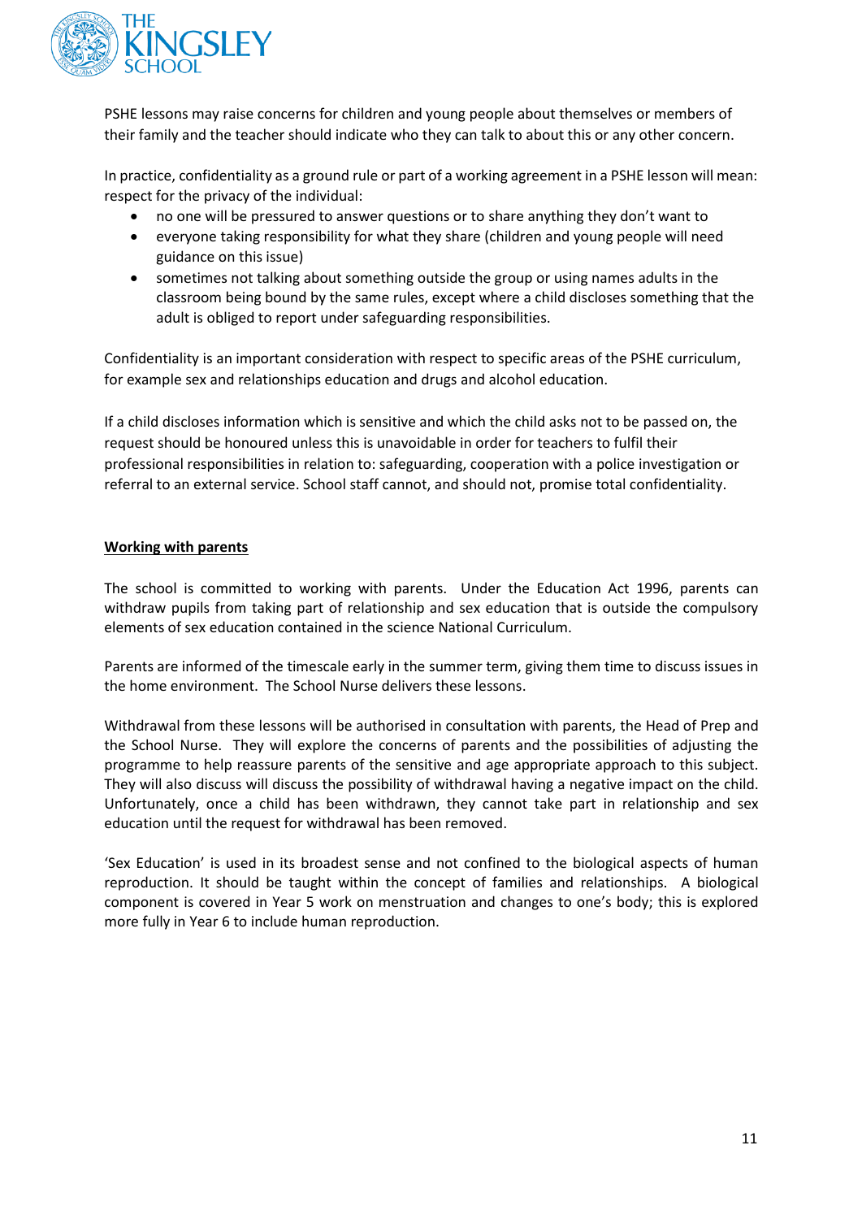PSHE lessons may raise concerns for children and young people about themselves or members of their family and the teacher should indicate who they can talk to about this or any other concern.

In practice, confidentiality as a ground rule or part of a working agreement in a PSHE lesson will mean: respect for the privacy of the individual:

- no one will be pressured to answer questions or to share anything they don't want to
- everyone taking responsibility for what they share (children and young people will need guidance on this issue)
- sometimes not talking about something outside the group or using names adults in the classroom being bound by the same rules, except where a child discloses something that the adult is obliged to report under safeguarding responsibilities.

Confidentiality is an important consideration with respect to specific areas of the PSHE curriculum, for example sex and relationships education and drugs and alcohol education.

If a child discloses information which is sensitive and which the child asks not to be passed on, the request should be honoured unless this is unavoidable in order for teachers to fulfil their professional responsibilities in relation to: safeguarding, cooperation with a police investigation or referral to an external service. School staff cannot, and should not, promise total confidentiality.

**Working with parents**

The school is committed to working with parents. Under the Education Act 1996, parents can withdraw pupils from taking part of relationship and sex education that is outside the compulsory elements of sex education contained in the science National Curriculum.

Parents are informed of the timescale early in the summer term, giving them time to discuss issues in the home environment. The School Nurse delivers these lessons.

Withdrawal from these lessons will be authorised in consultation with parents, the Head of Prep and the School Nurse. They will explore the concerns of parents and the possibilities of adjusting the programme to help reassure parents of the sensitive and age appropriate approach to this subject. They will also discuss will discuss the possibility of withdrawal having a negative impact on the child. Unfortunately, once a child has been withdrawn, they cannot take part in relationship and sex education until the request for withdrawal has been removed.

'Sex Education' is used in its broadest sense and not confined to the biological aspects of human reproduction. It should be taught within the concept of families and relationships. A biological component is covered in Year 5 work on menstruation and changes to one's body; this is explored more fully in Year 6 to include human reproduction.